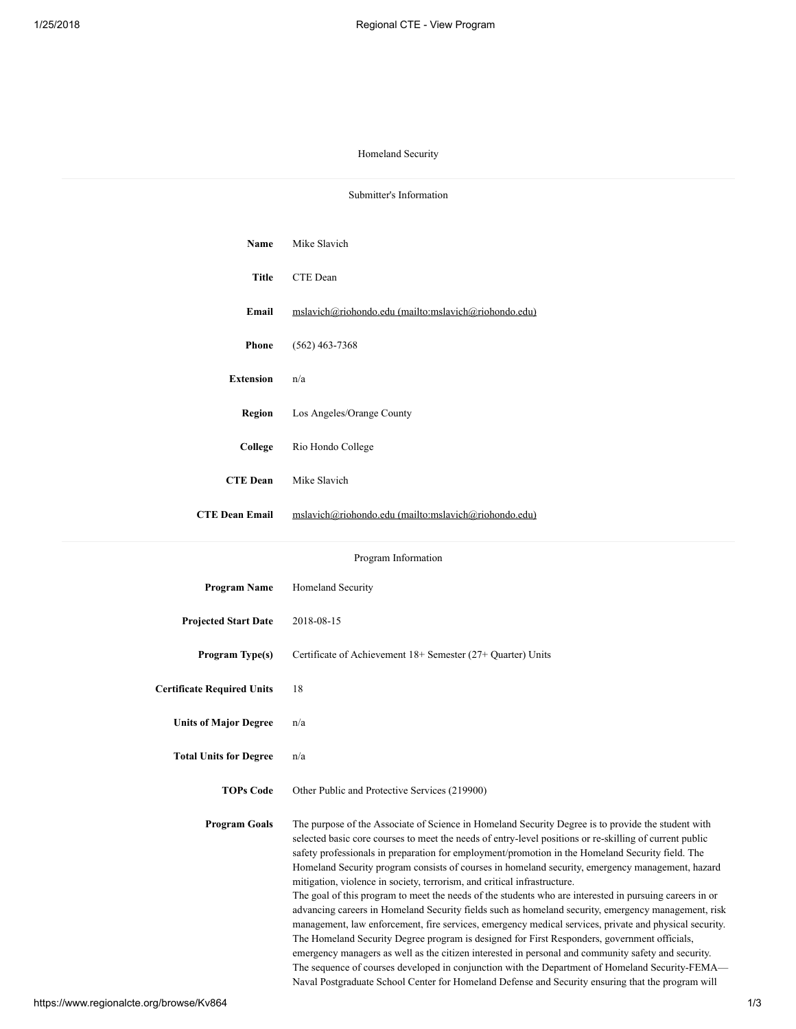# Homeland Security

## Submitter's Information

| | |
|---|---|
| **Name** | Mike Slavich |
| **Title** | CTE Dean |
| **Email** | mslavich@riohondo.edu (mailto:mslavich@riohondo.edu) |
| **Phone** | (562) 463-7368 |
| **Extension** | n/a |
| **Region** | Los Angeles/Orange County |
| **College** | Rio Hondo College |
| **CTE Dean** | Mike Slavich |
| **CTE Dean Email** | mslavich@riohondo.edu (mailto:mslavich@riohondo.edu) |

## Program Information

| | |
|---|---|
| **Program Name** | Homeland Security |
| **Projected Start Date** | 2018-08-15 |
| **Program Type(s)** | Certificate of Achievement 18+ Semester (27+ Quarter) Units |
| **Certificate Required Units** | 18 |
| **Units of Major Degree** | n/a |
| **Total Units for Degree** | n/a |
| **TOPs Code** | Other Public and Protective Services (219900) |

**Program Goals**

The purpose of the Associate of Science in Homeland Security Degree is to provide the student with selected basic core courses to meet the needs of entry-level positions or re-skilling of current public safety professionals in preparation for employment/promotion in the Homeland Security field. The Homeland Security program consists of courses in homeland security, emergency management, hazard mitigation, violence in society, terrorism, and critical infrastructure.
The goal of this program to meet the needs of the students who are interested in pursuing careers in or advancing careers in Homeland Security fields such as homeland security, emergency management, risk management, law enforcement, fire services, emergency medical services, private and physical security. The Homeland Security Degree program is designed for First Responders, government officials, emergency managers as well as the citizen interested in personal and community safety and security. The sequence of courses developed in conjunction with the Department of Homeland Security-FEMA—Naval Postgraduate School Center for Homeland Defense and Security ensuring that the program will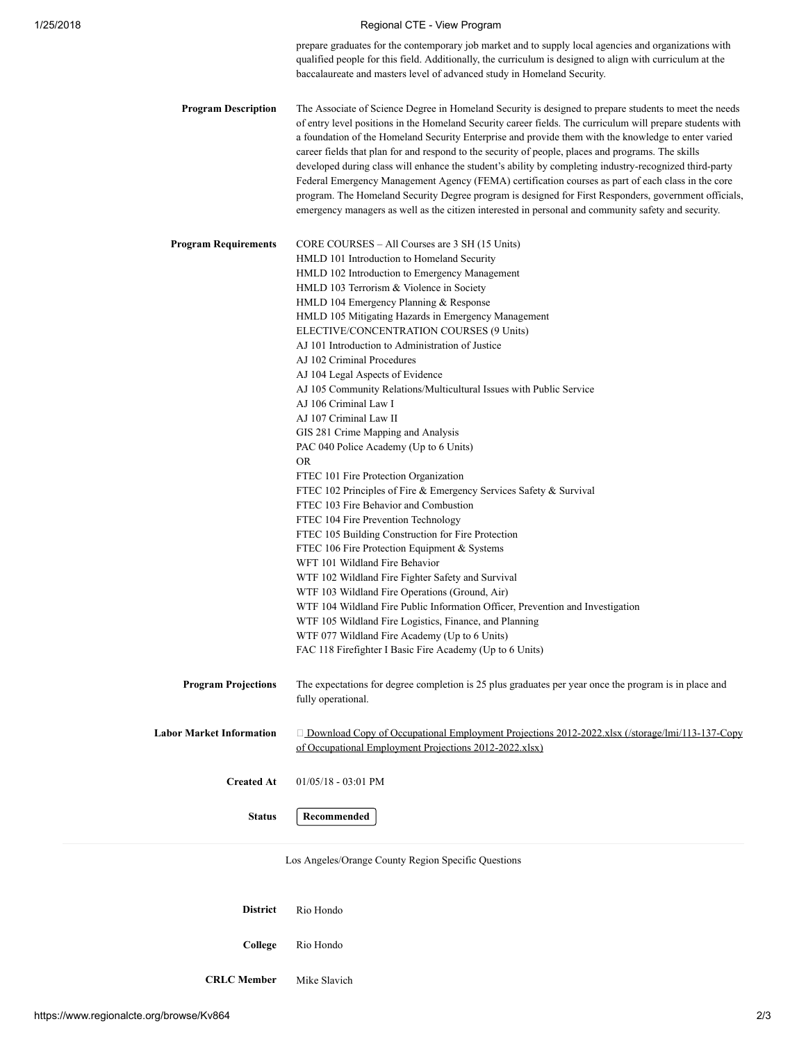prepare graduates for the contemporary job market and to supply local agencies and organizations with qualified people for this field. Additionally, the curriculum is designed to align with curriculum at the baccalaureate and masters level of advanced study in Homeland Security.

**Program Description**

The Associate of Science Degree in Homeland Security is designed to prepare students to meet the needs of entry level positions in the Homeland Security career fields. The curriculum will prepare students with a foundation of the Homeland Security Enterprise and provide them with the knowledge to enter varied career fields that plan for and respond to the security of people, places and programs. The skills developed during class will enhance the student's ability by completing industry-recognized third-party Federal Emergency Management Agency (FEMA) certification courses as part of each class in the core program. The Homeland Security Degree program is designed for First Responders, government officials, emergency managers as well as the citizen interested in personal and community safety and security.

**Program Requirements**

CORE COURSES – All Courses are 3 SH (15 Units)
HMLD 101 Introduction to Homeland Security
HMLD 102 Introduction to Emergency Management
HMLD 103 Terrorism & Violence in Society
HMLD 104 Emergency Planning & Response
HMLD 105 Mitigating Hazards in Emergency Management
ELECTIVE/CONCENTRATION COURSES (9 Units)
AJ 101 Introduction to Administration of Justice
AJ 102 Criminal Procedures
AJ 104 Legal Aspects of Evidence
AJ 105 Community Relations/Multicultural Issues with Public Service
AJ 106 Criminal Law I
AJ 107 Criminal Law II
GIS 281 Crime Mapping and Analysis
PAC 040 Police Academy (Up to 6 Units)
OR
FTEC 101 Fire Protection Organization
FTEC 102 Principles of Fire & Emergency Services Safety & Survival
FTEC 103 Fire Behavior and Combustion
FTEC 104 Fire Prevention Technology
FTEC 105 Building Construction for Fire Protection
FTEC 106 Fire Protection Equipment & Systems
WFT 101 Wildland Fire Behavior
WTF 102 Wildland Fire Fighter Safety and Survival
WTF 103 Wildland Fire Operations (Ground, Air)
WTF 104 Wildland Fire Public Information Officer, Prevention and Investigation
WTF 105 Wildland Fire Logistics, Finance, and Planning
WTF 077 Wildland Fire Academy (Up to 6 Units)
FAC 118 Firefighter I Basic Fire Academy (Up to 6 Units)

**Program Projections**

The expectations for degree completion is 25 plus graduates per year once the program is in place and fully operational.

**Labor Market Information**

Download Copy of Occupational Employment Projections 2012-2022.xlsx (/storage/lmi/113-137-Copy of Occupational Employment Projections 2012-2022.xlsx)

**Created At**

01/05/18 - 03:01 PM

**Status**

Recommended

Los Angeles/Orange County Region Specific Questions

**District**

Rio Hondo

**College**

Rio Hondo

**CRLC Member**

Mike Slavich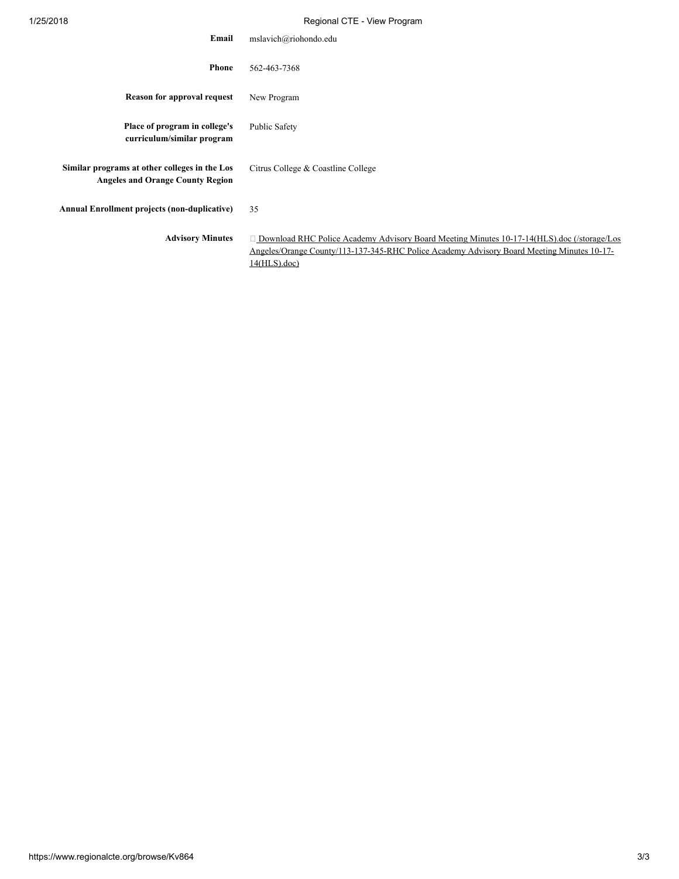| | |
|---|---|
| **Email** | mslavich@riohondo.edu |
| **Phone** | 562-463-7368 |
| **Reason for approval request** | New Program |
| **Place of program in college's curriculum/similar program** | Public Safety |
| **Similar programs at other colleges in the Los Angeles and Orange County Region** | Citrus College & Coastline College |
| **Annual Enrollment projects (non-duplicative)** | 35 |
| **Advisory Minutes** | Download RHC Police Academy Advisory Board Meeting Minutes 10-17-14(HLS).doc (/storage/Los Angeles/Orange County/113-137-345-RHC Police Academy Advisory Board Meeting Minutes 10-17-14(HLS).doc) |